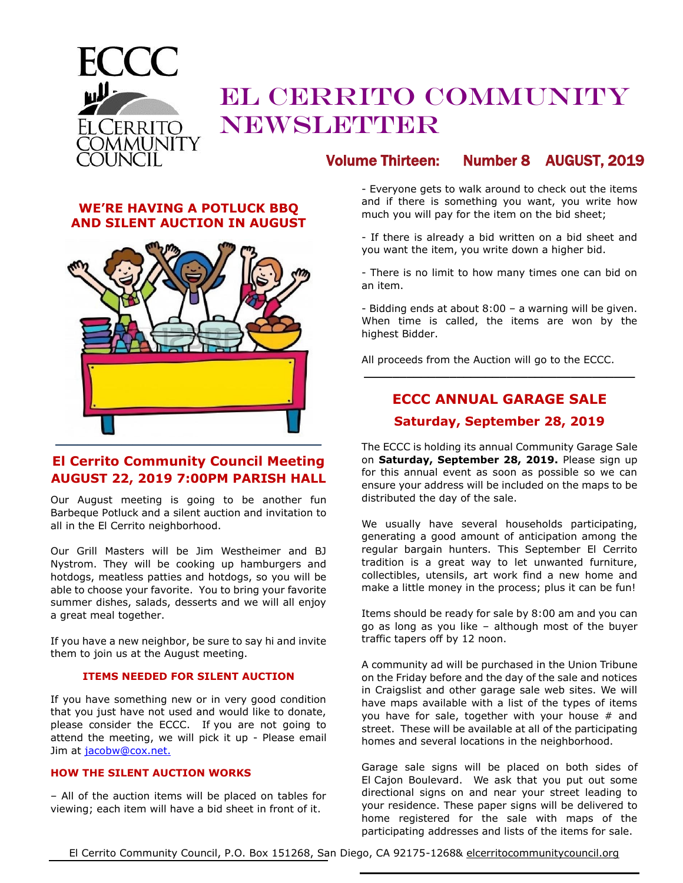# EL CERRITO COMMUNITY NEWSLETTER

ECCC
El Cerrito Community Council

**Volume Thirteen: Number 8 AUGUST, 2019**

## WE'RE HAVING A POTLUCK BBQ AND SILENT AUCTION IN AUGUST

## El Cerrito Community Council Meeting AUGUST 22, 2019 7:00PM PARISH HALL

Our August meeting is going to be another fun Barbeque Potluck and a silent auction and invitation to all in the El Cerrito neighborhood.

Our Grill Masters will be Jim Westheimer and BJ Nystrom. They will be cooking up hamburgers and hotdogs, meatless patties and hotdogs, so you will be able to choose your favorite. You to bring your favorite summer dishes, salads, desserts and we will all enjoy a great meal together.

If you have a new neighbor, be sure to say hi and invite them to join us at the August meeting.

### ITEMS NEEDED FOR SILENT AUCTION

If you have something new or in very good condition that you just have not used and would like to donate, please consider the ECCC. If you are not going to attend the meeting, we will pick it up - Please email Jim at jacobw@cox.net.

### HOW THE SILENT AUCTION WORKS

– All of the auction items will be placed on tables for viewing; each item will have a bid sheet in front of it.

- Everyone gets to walk around to check out the items and if there is something you want, you write how much you will pay for the item on the bid sheet;

- If there is already a bid written on a bid sheet and you want the item, you write down a higher bid.

- There is no limit to how many times one can bid on an item.

- Bidding ends at about 8:00 – a warning will be given. When time is called, the items are won by the highest Bidder.

All proceeds from the Auction will go to the ECCC.

---

## ECCC ANNUAL GARAGE SALE

### Saturday, September 28, 2019

The ECCC is holding its annual Community Garage Sale on **Saturday, September 28, 2019.** Please sign up for this annual event as soon as possible so we can ensure your address will be included on the maps to be distributed the day of the sale.

We usually have several households participating, generating a good amount of anticipation among the regular bargain hunters. This September El Cerrito tradition is a great way to let unwanted furniture, collectibles, utensils, art work find a new home and make a little money in the process; plus it can be fun!

Items should be ready for sale by 8:00 am and you can go as long as you like – although most of the buyer traffic tapers off by 12 noon.

A community ad will be purchased in the Union Tribune on the Friday before and the day of the sale and notices in Craigslist and other garage sale web sites. We will have maps available with a list of the types of items you have for sale, together with your house # and street. These will be available at all of the participating homes and several locations in the neighborhood.

Garage sale signs will be placed on both sides of El Cajon Boulevard. We ask that you put out some directional signs on and near your street leading to your residence. These paper signs will be delivered to home registered for the sale with maps of the participating addresses and lists of the items for sale.

El Cerrito Community Council, P.O. Box 151268, San Diego, CA 92175-1268& elcerritocommunitycouncil.org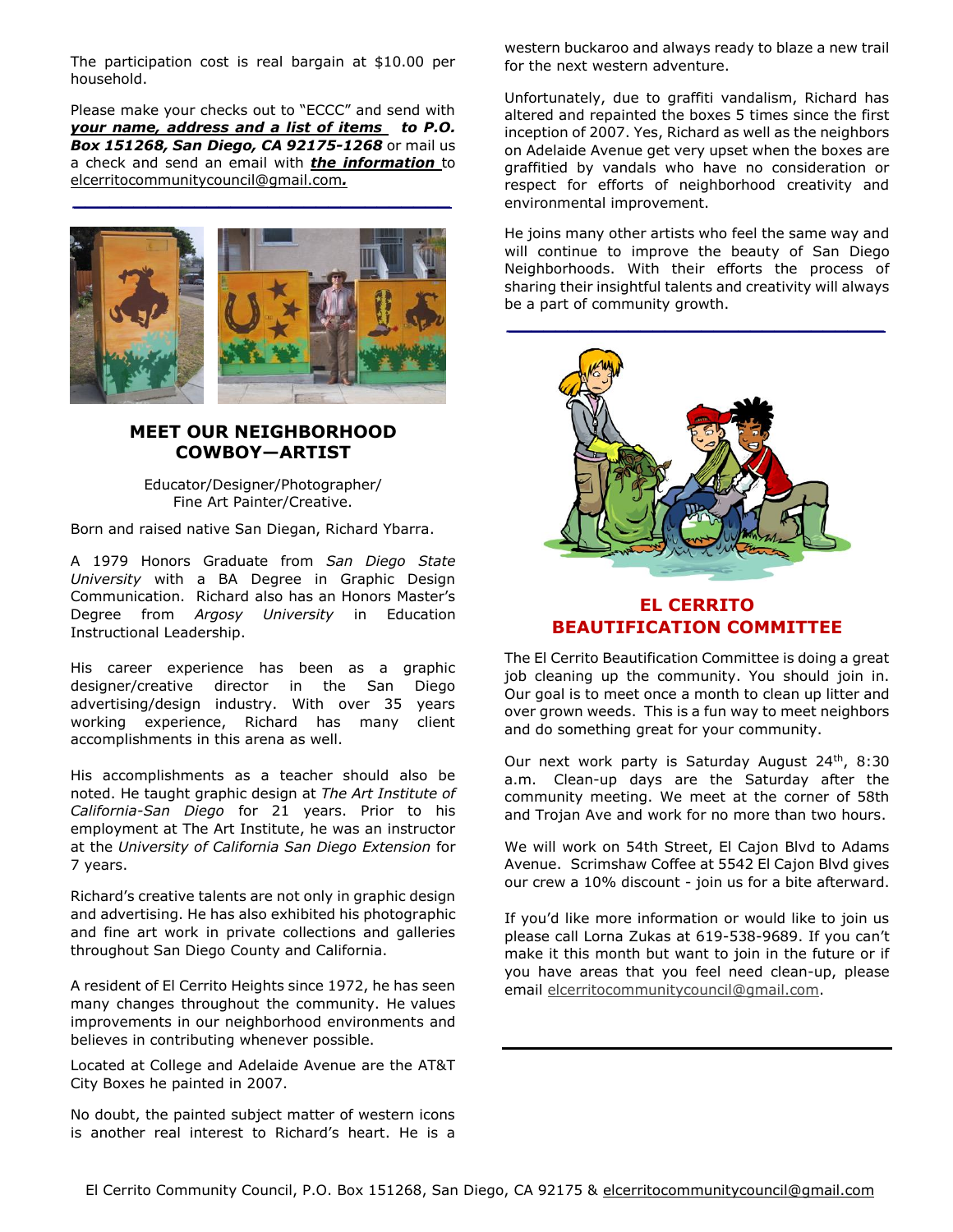The participation cost is real bargain at $10.00 per household.

Please make your checks out to "ECCC" and send with ***your name, address and a list of items*** ***to P.O. Box 151268, San Diego, CA 92175-1268*** or mail us a check and send an email with ***the information*** to elcerritocommunitycouncil@gmail.com***.***

## MEET OUR NEIGHBORHOOD COWBOY—ARTIST

Educator/Designer/Photographer/
Fine Art Painter/Creative.

Born and raised native San Diegan, Richard Ybarra.

A 1979 Honors Graduate from *San Diego State University* with a BA Degree in Graphic Design Communication. Richard also has an Honors Master's Degree from *Argosy University* in Education Instructional Leadership.

His career experience has been as a graphic designer/creative director in the San Diego advertising/design industry. With over 35 years working experience, Richard has many client accomplishments in this arena as well.

His accomplishments as a teacher should also be noted. He taught graphic design at *The Art Institute of California-San Diego* for 21 years. Prior to his employment at The Art Institute, he was an instructor at the *University of California San Diego Extension* for 7 years.

Richard's creative talents are not only in graphic design and advertising. He has also exhibited his photographic and fine art work in private collections and galleries throughout San Diego County and California.

A resident of El Cerrito Heights since 1972, he has seen many changes throughout the community. He values improvements in our neighborhood environments and believes in contributing whenever possible.

Located at College and Adelaide Avenue are the AT&T City Boxes he painted in 2007.

No doubt, the painted subject matter of western icons is another real interest to Richard's heart. He is a western buckaroo and always ready to blaze a new trail for the next western adventure.

Unfortunately, due to graffiti vandalism, Richard has altered and repainted the boxes 5 times since the first inception of 2007. Yes, Richard as well as the neighbors on Adelaide Avenue get very upset when the boxes are graffitied by vandals who have no consideration or respect for efforts of neighborhood creativity and environmental improvement.

He joins many other artists who feel the same way and will continue to improve the beauty of San Diego Neighborhoods. With their efforts the process of sharing their insightful talents and creativity will always be a part of community growth.

## EL CERRITO BEAUTIFICATION COMMITTEE

The El Cerrito Beautification Committee is doing a great job cleaning up the community. You should join in. Our goal is to meet once a month to clean up litter and over grown weeds. This is a fun way to meet neighbors and do something great for your community.

Our next work party is Saturday August 24th, 8:30 a.m. Clean-up days are the Saturday after the community meeting. We meet at the corner of 58th and Trojan Ave and work for no more than two hours.

We will work on 54th Street, El Cajon Blvd to Adams Avenue. Scrimshaw Coffee at 5542 El Cajon Blvd gives our crew a 10% discount - join us for a bite afterward.

If you'd like more information or would like to join us please call Lorna Zukas at 619-538-9689. If you can't make it this month but want to join in the future or if you have areas that you feel need clean-up, please email elcerritocommunitycouncil@gmail.com.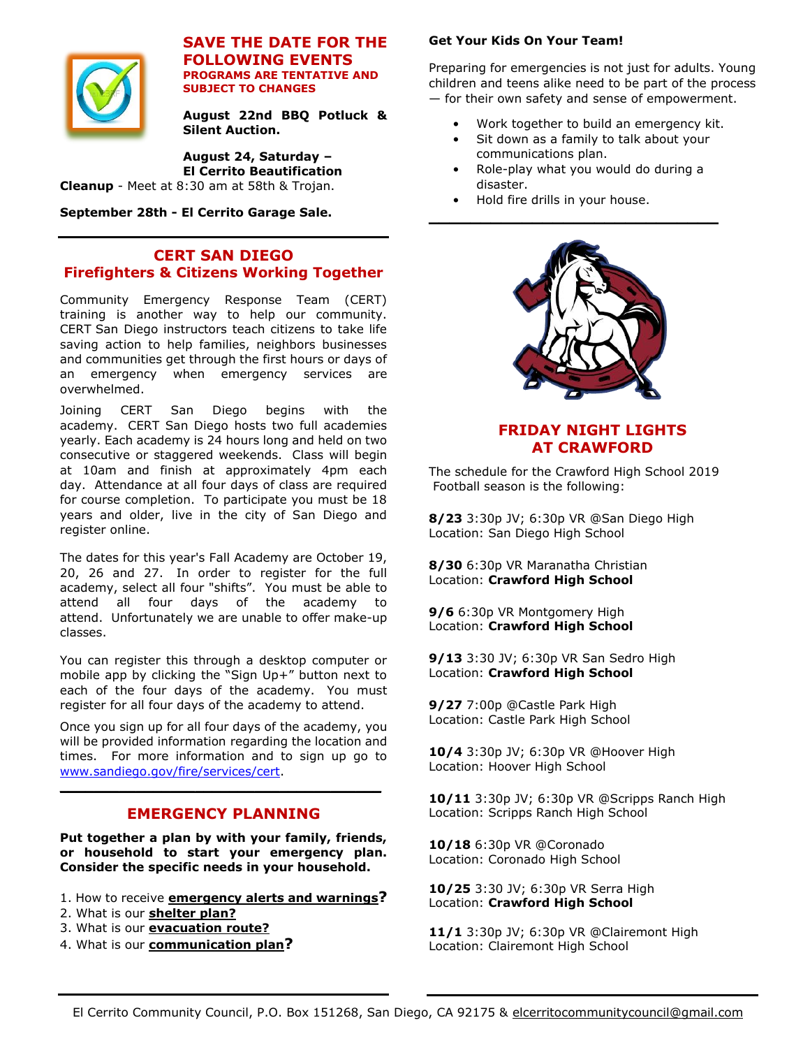## SAVE THE DATE FOR THE FOLLOWING EVENTS

**PROGRAMS ARE TENTATIVE AND SUBJECT TO CHANGES**

**August 22nd BBQ Potluck & Silent Auction.**

**August 24, Saturday – El Cerrito Beautification Cleanup** - Meet at 8:30 am at 58th & Trojan.

**September 28th - El Cerrito Garage Sale.**

## CERT SAN DIEGO
## Firefighters & Citizens Working Together

Community Emergency Response Team (CERT) training is another way to help our community. CERT San Diego instructors teach citizens to take life saving action to help families, neighbors businesses and communities get through the first hours or days of an emergency when emergency services are overwhelmed.

Joining CERT San Diego begins with the academy. CERT San Diego hosts two full academies yearly. Each academy is 24 hours long and held on two consecutive or staggered weekends. Class will begin at 10am and finish at approximately 4pm each day. Attendance at all four days of class are required for course completion. To participate you must be 18 years and older, live in the city of San Diego and register online.

The dates for this year's Fall Academy are October 19, 20, 26 and 27. In order to register for the full academy, select all four "shifts". You must be able to attend all four days of the academy to attend. Unfortunately we are unable to offer make-up classes.

You can register this through a desktop computer or mobile app by clicking the "Sign Up+" button next to each of the four days of the academy. You must register for all four days of the academy to attend.

Once you sign up for all four days of the academy, you will be provided information regarding the location and times. For more information and to sign up go to www.sandiego.gov/fire/services/cert.

## EMERGENCY PLANNING

**Put together a plan by with your family, friends, or household to start your emergency plan. Consider the specific needs in your household.**

1. How to receive **emergency alerts and warnings?**
2. What is our **shelter plan?**
3. What is our **evacuation route?**
4. What is our **communication plan?**

**Get Your Kids On Your Team!**

Preparing for emergencies is not just for adults. Young children and teens alike need to be part of the process — for their own safety and sense of empowerment.

- Work together to build an emergency kit.
- Sit down as a family to talk about your communications plan.
- Role-play what you would do during a disaster.
- Hold fire drills in your house.

## FRIDAY NIGHT LIGHTS AT CRAWFORD

The schedule for the Crawford High School 2019 Football season is the following:

**8/23** 3:30p JV; 6:30p VR @San Diego High
Location: San Diego High School

**8/30** 6:30p VR Maranatha Christian
Location: **Crawford High School**

**9/6** 6:30p VR Montgomery High
Location: **Crawford High School**

**9/13** 3:30 JV; 6:30p VR San Sedro High
Location: **Crawford High School**

**9/27** 7:00p @Castle Park High
Location: Castle Park High School

**10/4** 3:30p JV; 6:30p VR @Hoover High
Location: Hoover High School

**10/11** 3:30p JV; 6:30p VR @Scripps Ranch High
Location: Scripps Ranch High School

**10/18** 6:30p VR @Coronado
Location: Coronado High School

**10/25** 3:30 JV; 6:30p VR Serra High
Location: **Crawford High School**

**11/1** 3:30p JV; 6:30p VR @Clairemont High
Location: Clairemont High School

El Cerrito Community Council, P.O. Box 151268, San Diego, CA 92175 & elcerritocommunitycouncil@gmail.com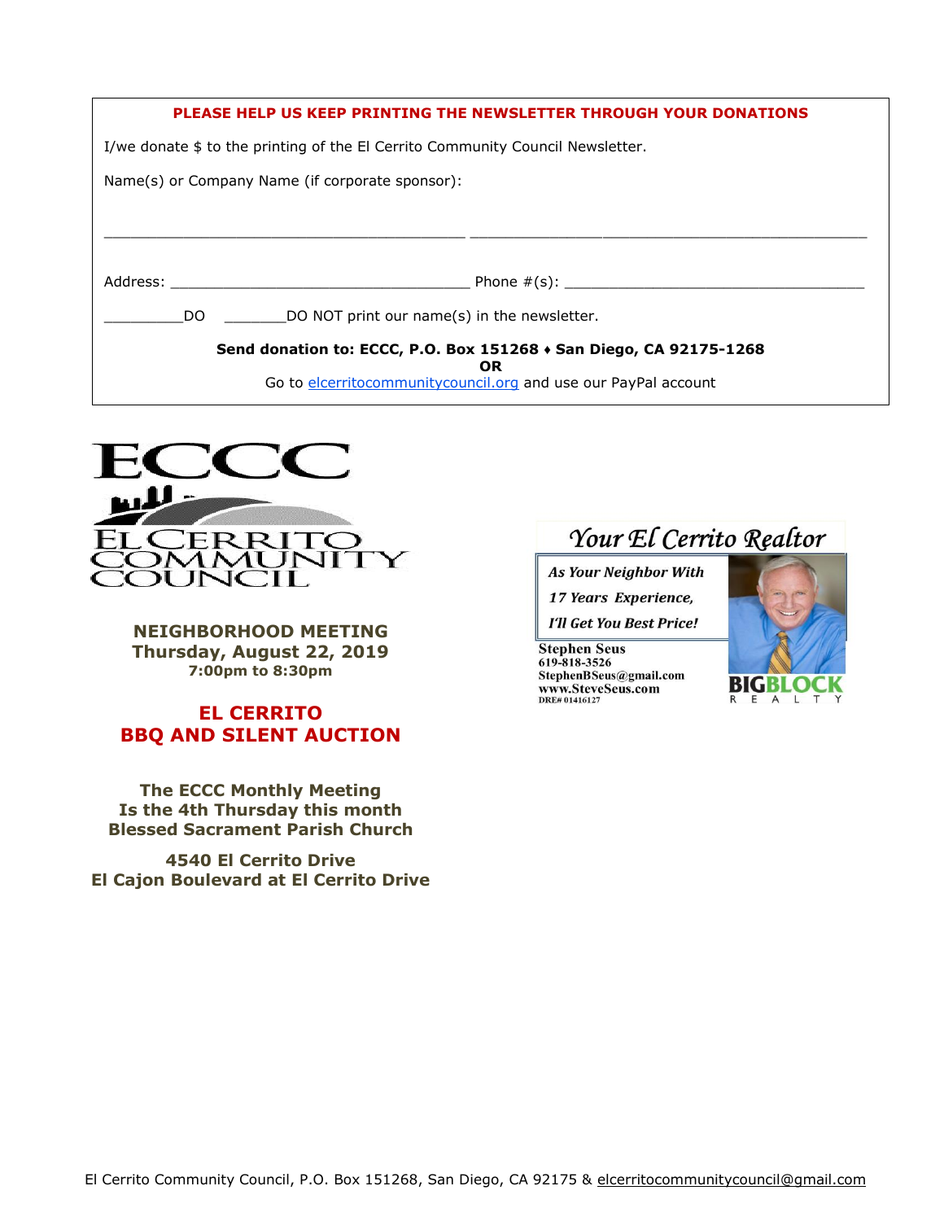**PLEASE HELP US KEEP PRINTING THE NEWSLETTER THROUGH YOUR DONATIONS**

I/we donate $ to the printing of the El Cerrito Community Council Newsletter.

Name(s) or Company Name (if corporate sponsor):

\_\_\_\_\_\_\_\_\_\_\_\_\_\_\_\_\_\_\_\_\_\_\_\_\_\_\_\_\_\_\_\_\_\_\_\_\_\_\_\_\_\_ \_\_\_\_\_\_\_\_\_\_\_\_\_\_\_\_\_\_\_\_\_\_\_\_\_\_\_\_\_\_\_\_\_\_\_\_\_\_\_\_\_\_\_\_\_

Address: \_\_\_\_\_\_\_\_\_\_\_\_\_\_\_\_\_\_\_\_\_\_\_\_\_\_\_\_\_\_\_\_\_\_\_ Phone #(s): \_\_\_\_\_\_\_\_\_\_\_\_\_\_\_\_\_\_\_\_\_\_\_\_\_\_\_\_\_\_\_\_\_\_\_

\_\_\_\_\_\_\_\_\_DO \_\_\_\_\_\_\_DO NOT print our name(s) in the newsletter.

**Send donation to: ECCC, P.O. Box 151268 ♦ San Diego, CA 92175-1268**
**OR**
Go to elcerritocommunitycouncil.org and use our PayPal account

ECCC
EL CERRITO COMMUNITY COUNCIL

**NEIGHBORHOOD MEETING**
**Thursday, August 22, 2019**
**7:00pm to 8:30pm**

## EL CERRITO BBQ AND SILENT AUCTION

**The ECCC Monthly Meeting**
**Is the 4th Thursday this month**
**Blessed Sacrament Parish Church**

**4540 El Cerrito Drive**
**El Cajon Boulevard at El Cerrito Drive**

*Your El Cerrito Realtor*

***As Your Neighbor With 17 Years Experience, I'll Get You Best Price!***

**Stephen Seus**
**619-818-3526**
**StephenBSeus@gmail.com**
**www.SteveSeus.com**
DRE# 01416127

BIGBLOCK REALTY

El Cerrito Community Council, P.O. Box 151268, San Diego, CA 92175 & elcerritocommunitycouncil@gmail.com